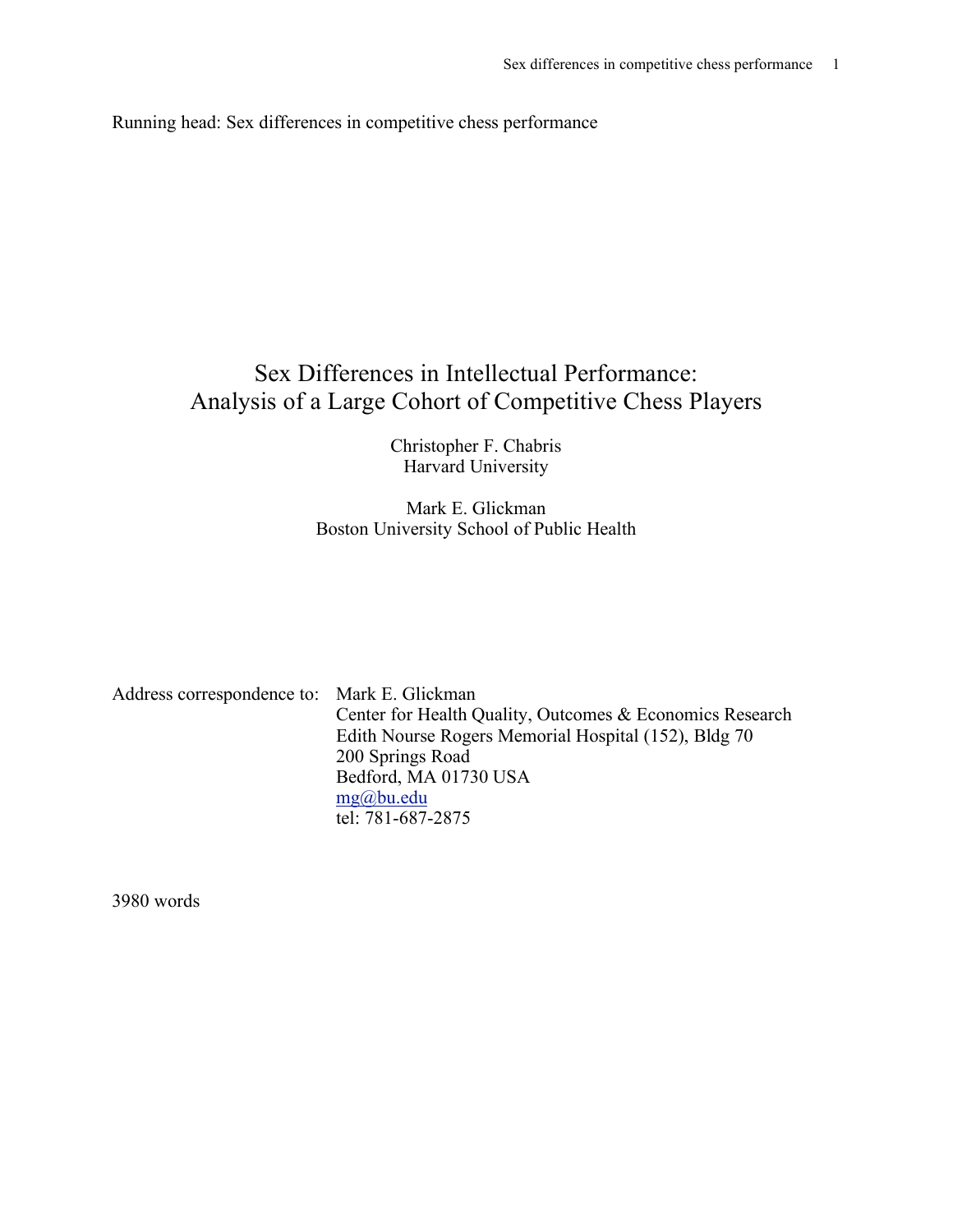Running head: Sex differences in competitive chess performance

# Sex Differences in Intellectual Performance: Analysis of a Large Cohort of Competitive Chess Players

Christopher F. Chabris
Harvard University

Mark E. Glickman
Boston University School of Public Health

Address correspondence to: Mark E. Glickman
Center for Health Quality, Outcomes & Economics Research
Edith Nourse Rogers Memorial Hospital (152), Bldg 70
200 Springs Road
Bedford, MA 01730 USA
mg@bu.edu
tel: 781-687-2875

3980 words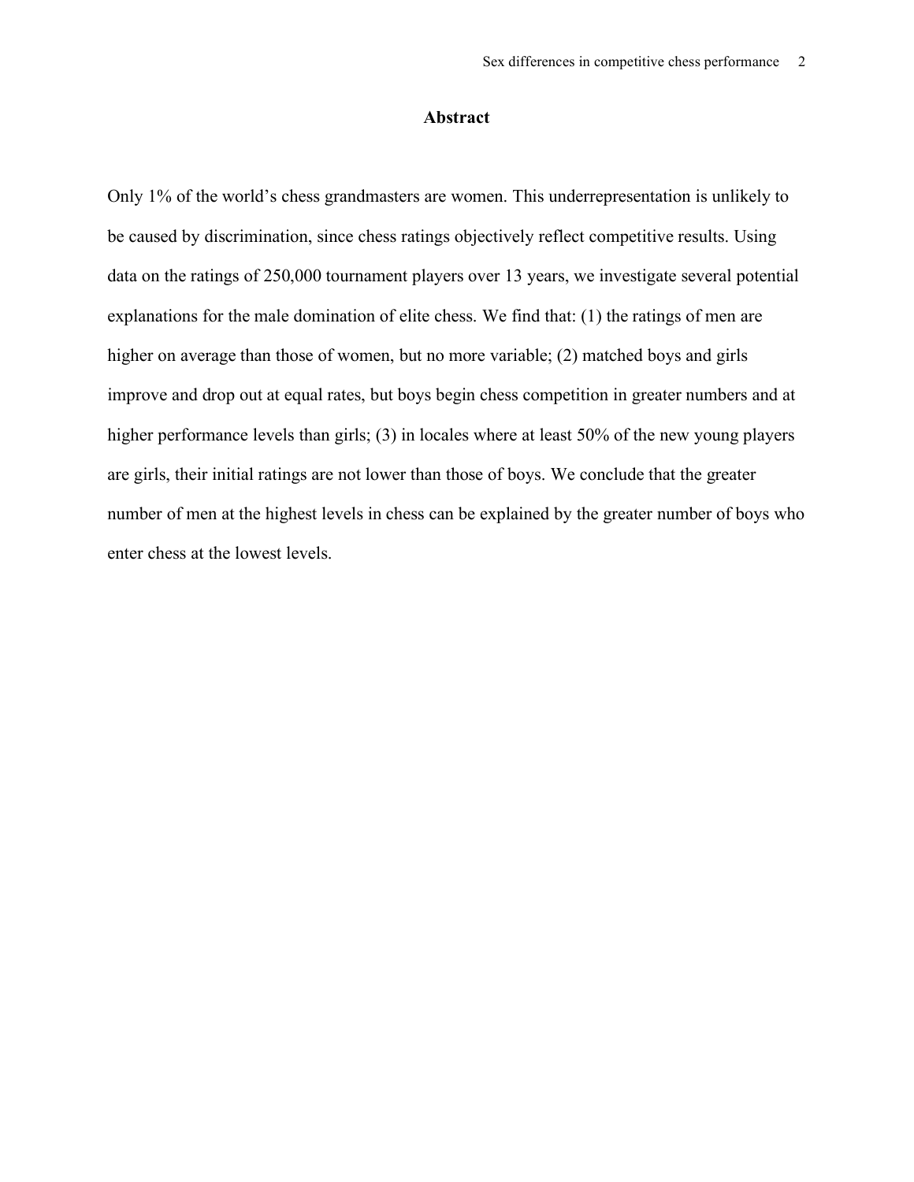# Abstract

Only 1% of the world's chess grandmasters are women. This underrepresentation is unlikely to be caused by discrimination, since chess ratings objectively reflect competitive results. Using data on the ratings of 250,000 tournament players over 13 years, we investigate several potential explanations for the male domination of elite chess. We find that: (1) the ratings of men are higher on average than those of women, but no more variable; (2) matched boys and girls improve and drop out at equal rates, but boys begin chess competition in greater numbers and at higher performance levels than girls; (3) in locales where at least 50% of the new young players are girls, their initial ratings are not lower than those of boys. We conclude that the greater number of men at the highest levels in chess can be explained by the greater number of boys who enter chess at the lowest levels.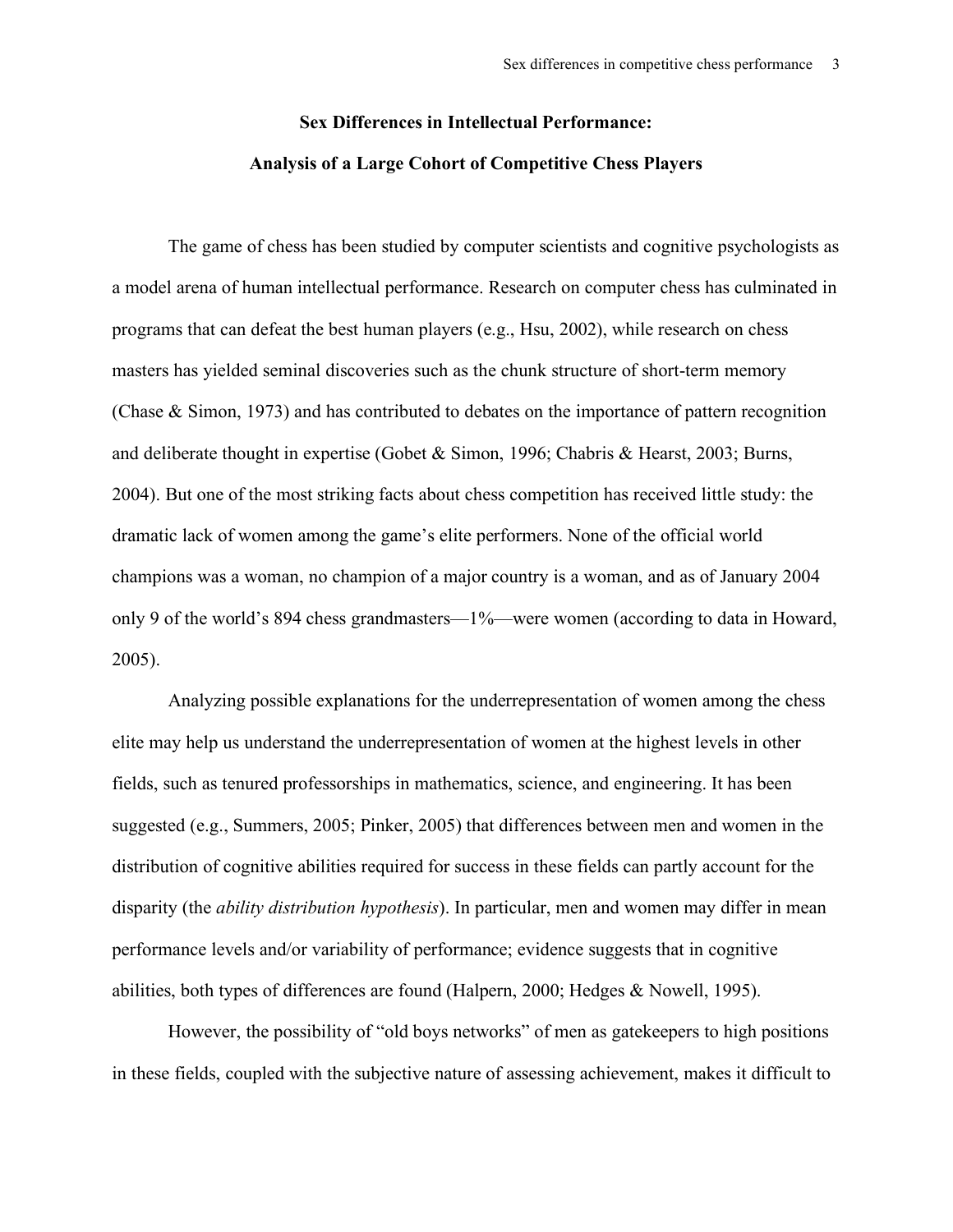# Sex Differences in Intellectual Performance:

# Analysis of a Large Cohort of Competitive Chess Players

The game of chess has been studied by computer scientists and cognitive psychologists as a model arena of human intellectual performance. Research on computer chess has culminated in programs that can defeat the best human players (e.g., Hsu, 2002), while research on chess masters has yielded seminal discoveries such as the chunk structure of short-term memory (Chase & Simon, 1973) and has contributed to debates on the importance of pattern recognition and deliberate thought in expertise (Gobet & Simon, 1996; Chabris & Hearst, 2003; Burns, 2004). But one of the most striking facts about chess competition has received little study: the dramatic lack of women among the game's elite performers. None of the official world champions was a woman, no champion of a major country is a woman, and as of January 2004 only 9 of the world's 894 chess grandmasters—1%—were women (according to data in Howard, 2005).

Analyzing possible explanations for the underrepresentation of women among the chess elite may help us understand the underrepresentation of women at the highest levels in other fields, such as tenured professorships in mathematics, science, and engineering. It has been suggested (e.g., Summers, 2005; Pinker, 2005) that differences between men and women in the distribution of cognitive abilities required for success in these fields can partly account for the disparity (the *ability distribution hypothesis*). In particular, men and women may differ in mean performance levels and/or variability of performance; evidence suggests that in cognitive abilities, both types of differences are found (Halpern, 2000; Hedges & Nowell, 1995).

However, the possibility of "old boys networks" of men as gatekeepers to high positions in these fields, coupled with the subjective nature of assessing achievement, makes it difficult to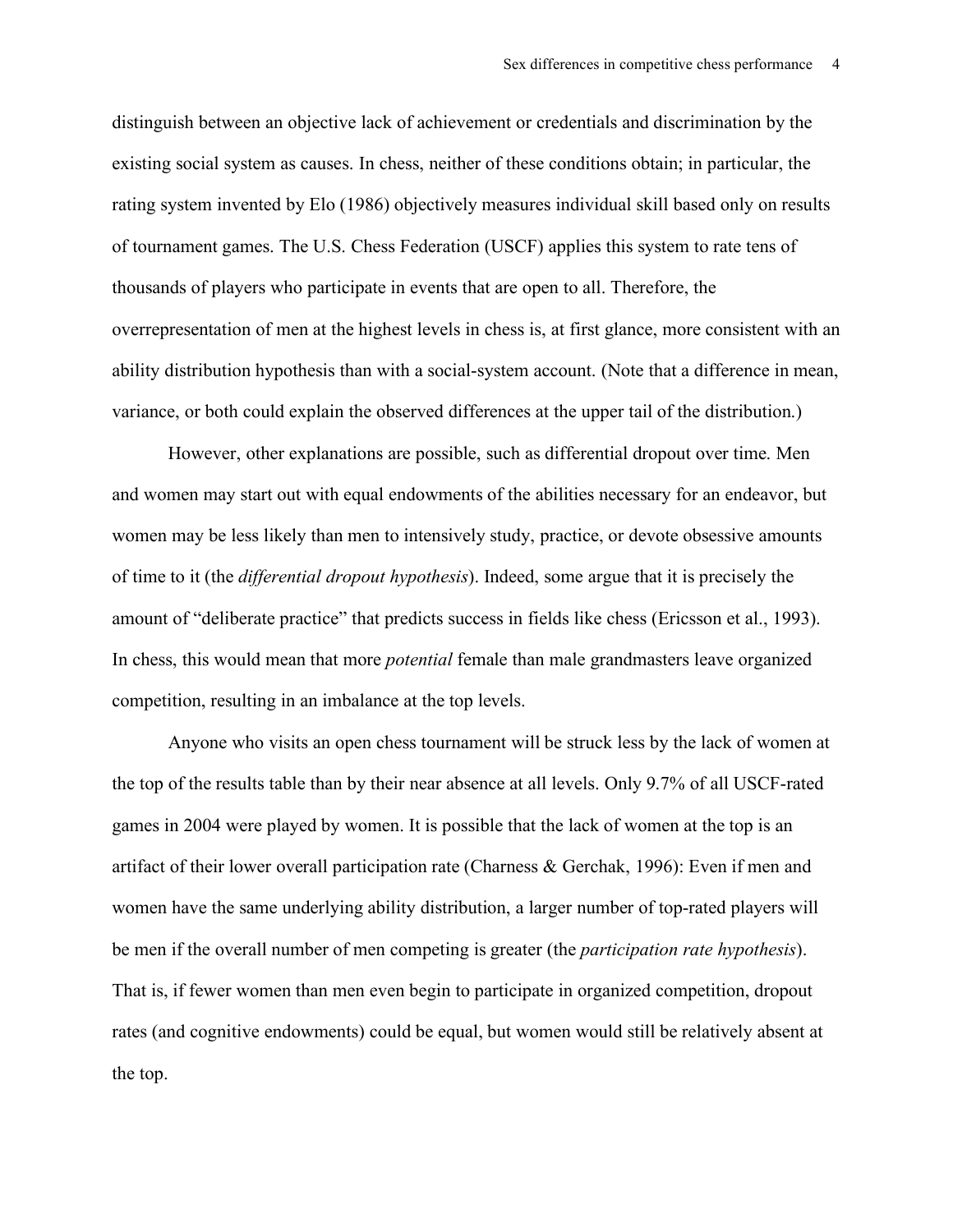distinguish between an objective lack of achievement or credentials and discrimination by the existing social system as causes. In chess, neither of these conditions obtain; in particular, the rating system invented by Elo (1986) objectively measures individual skill based only on results of tournament games. The U.S. Chess Federation (USCF) applies this system to rate tens of thousands of players who participate in events that are open to all. Therefore, the overrepresentation of men at the highest levels in chess is, at first glance, more consistent with an ability distribution hypothesis than with a social-system account. (Note that a difference in mean, variance, or both could explain the observed differences at the upper tail of the distribution.)

However, other explanations are possible, such as differential dropout over time. Men and women may start out with equal endowments of the abilities necessary for an endeavor, but women may be less likely than men to intensively study, practice, or devote obsessive amounts of time to it (the *differential dropout hypothesis*). Indeed, some argue that it is precisely the amount of "deliberate practice" that predicts success in fields like chess (Ericsson et al., 1993). In chess, this would mean that more *potential* female than male grandmasters leave organized competition, resulting in an imbalance at the top levels.

Anyone who visits an open chess tournament will be struck less by the lack of women at the top of the results table than by their near absence at all levels. Only 9.7% of all USCF-rated games in 2004 were played by women. It is possible that the lack of women at the top is an artifact of their lower overall participation rate (Charness & Gerchak, 1996): Even if men and women have the same underlying ability distribution, a larger number of top-rated players will be men if the overall number of men competing is greater (the *participation rate hypothesis*). That is, if fewer women than men even begin to participate in organized competition, dropout rates (and cognitive endowments) could be equal, but women would still be relatively absent at the top.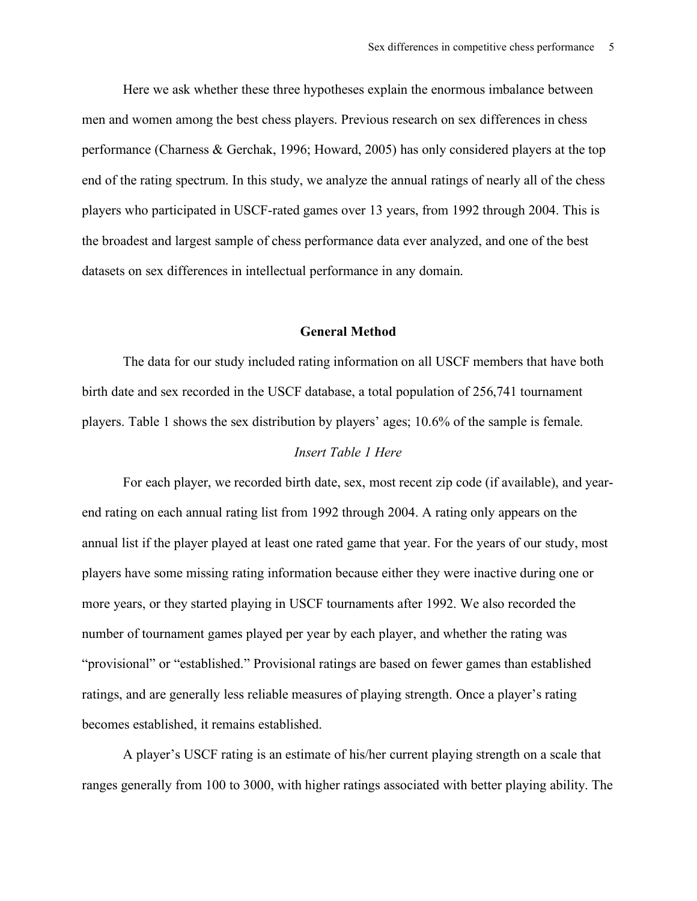Here we ask whether these three hypotheses explain the enormous imbalance between men and women among the best chess players. Previous research on sex differences in chess performance (Charness & Gerchak, 1996; Howard, 2005) has only considered players at the top end of the rating spectrum. In this study, we analyze the annual ratings of nearly all of the chess players who participated in USCF-rated games over 13 years, from 1992 through 2004. This is the broadest and largest sample of chess performance data ever analyzed, and one of the best datasets on sex differences in intellectual performance in any domain.

## General Method

The data for our study included rating information on all USCF members that have both birth date and sex recorded in the USCF database, a total population of 256,741 tournament players. Table 1 shows the sex distribution by players' ages; 10.6% of the sample is female.

*Insert Table 1 Here*

For each player, we recorded birth date, sex, most recent zip code (if available), and year-end rating on each annual rating list from 1992 through 2004. A rating only appears on the annual list if the player played at least one rated game that year. For the years of our study, most players have some missing rating information because either they were inactive during one or more years, or they started playing in USCF tournaments after 1992. We also recorded the number of tournament games played per year by each player, and whether the rating was "provisional" or "established." Provisional ratings are based on fewer games than established ratings, and are generally less reliable measures of playing strength. Once a player's rating becomes established, it remains established.

A player's USCF rating is an estimate of his/her current playing strength on a scale that ranges generally from 100 to 3000, with higher ratings associated with better playing ability. The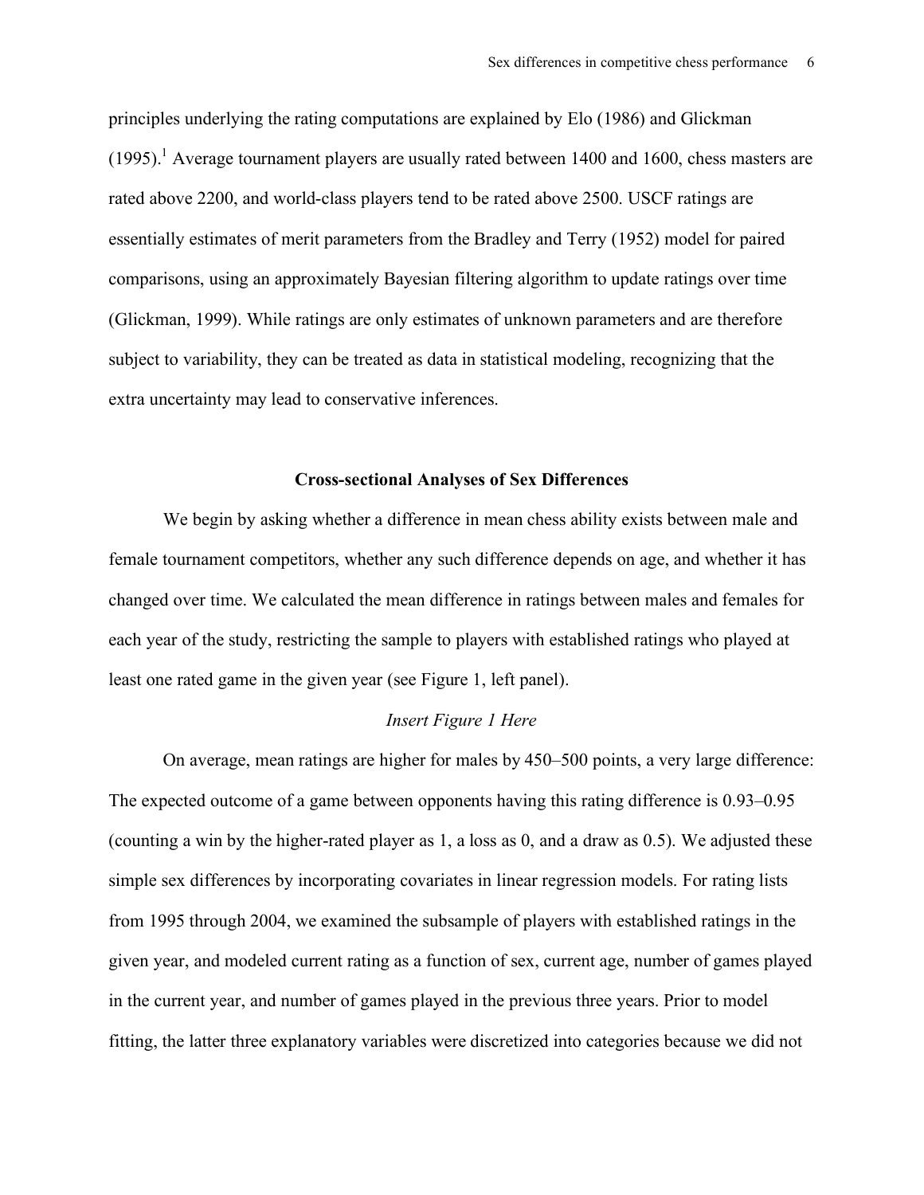principles underlying the rating computations are explained by Elo (1986) and Glickman (1995).[1] Average tournament players are usually rated between 1400 and 1600, chess masters are rated above 2200, and world-class players tend to be rated above 2500. USCF ratings are essentially estimates of merit parameters from the Bradley and Terry (1952) model for paired comparisons, using an approximately Bayesian filtering algorithm to update ratings over time (Glickman, 1999). While ratings are only estimates of unknown parameters and are therefore subject to variability, they can be treated as data in statistical modeling, recognizing that the extra uncertainty may lead to conservative inferences.

### Cross-sectional Analyses of Sex Differences

We begin by asking whether a difference in mean chess ability exists between male and female tournament competitors, whether any such difference depends on age, and whether it has changed over time. We calculated the mean difference in ratings between males and females for each year of the study, restricting the sample to players with established ratings who played at least one rated game in the given year (see Figure 1, left panel).

*Insert Figure 1 Here*

On average, mean ratings are higher for males by 450–500 points, a very large difference: The expected outcome of a game between opponents having this rating difference is 0.93–0.95 (counting a win by the higher-rated player as 1, a loss as 0, and a draw as 0.5). We adjusted these simple sex differences by incorporating covariates in linear regression models. For rating lists from 1995 through 2004, we examined the subsample of players with established ratings in the given year, and modeled current rating as a function of sex, current age, number of games played in the current year, and number of games played in the previous three years. Prior to model fitting, the latter three explanatory variables were discretized into categories because we did not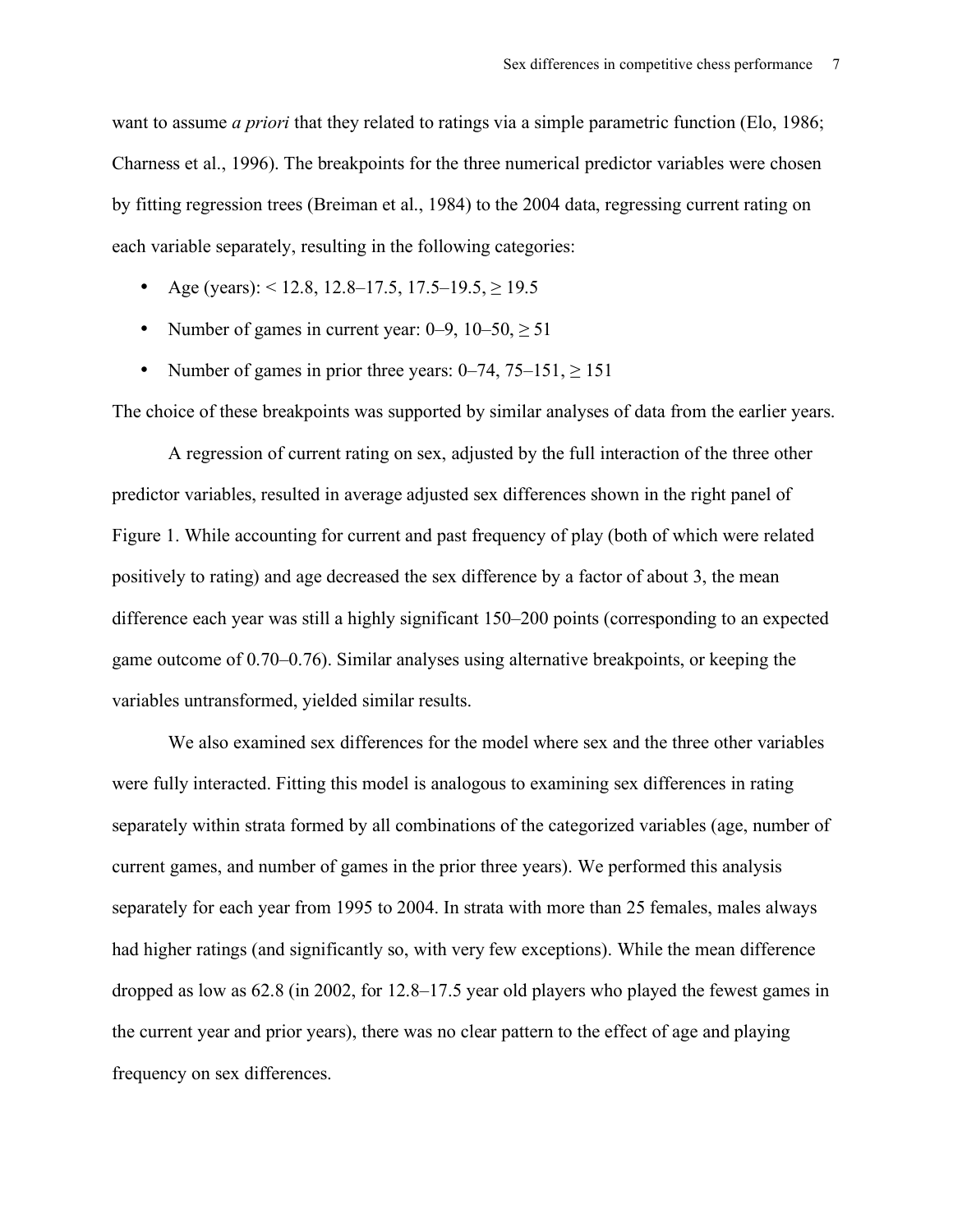want to assume *a priori* that they related to ratings via a simple parametric function (Elo, 1986; Charness et al., 1996). The breakpoints for the three numerical predictor variables were chosen by fitting regression trees (Breiman et al., 1984) to the 2004 data, regressing current rating on each variable separately, resulting in the following categories:

- Age (years): < 12.8, 12.8–17.5, 17.5–19.5, ≥ 19.5
- Number of games in current year: 0–9, 10–50, ≥ 51
- Number of games in prior three years: 0–74, 75–151, ≥ 151

The choice of these breakpoints was supported by similar analyses of data from the earlier years.

A regression of current rating on sex, adjusted by the full interaction of the three other predictor variables, resulted in average adjusted sex differences shown in the right panel of Figure 1. While accounting for current and past frequency of play (both of which were related positively to rating) and age decreased the sex difference by a factor of about 3, the mean difference each year was still a highly significant 150–200 points (corresponding to an expected game outcome of 0.70–0.76). Similar analyses using alternative breakpoints, or keeping the variables untransformed, yielded similar results.

We also examined sex differences for the model where sex and the three other variables were fully interacted. Fitting this model is analogous to examining sex differences in rating separately within strata formed by all combinations of the categorized variables (age, number of current games, and number of games in the prior three years). We performed this analysis separately for each year from 1995 to 2004. In strata with more than 25 females, males always had higher ratings (and significantly so, with very few exceptions). While the mean difference dropped as low as 62.8 (in 2002, for 12.8–17.5 year old players who played the fewest games in the current year and prior years), there was no clear pattern to the effect of age and playing frequency on sex differences.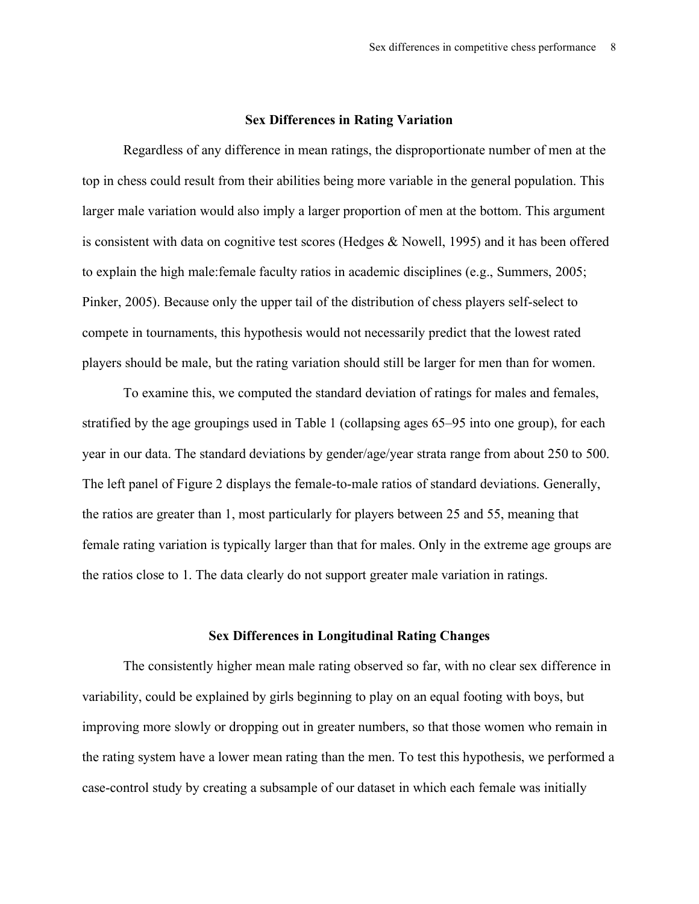## Sex Differences in Rating Variation

Regardless of any difference in mean ratings, the disproportionate number of men at the top in chess could result from their abilities being more variable in the general population. This larger male variation would also imply a larger proportion of men at the bottom. This argument is consistent with data on cognitive test scores (Hedges & Nowell, 1995) and it has been offered to explain the high male:female faculty ratios in academic disciplines (e.g., Summers, 2005; Pinker, 2005). Because only the upper tail of the distribution of chess players self-select to compete in tournaments, this hypothesis would not necessarily predict that the lowest rated players should be male, but the rating variation should still be larger for men than for women.

To examine this, we computed the standard deviation of ratings for males and females, stratified by the age groupings used in Table 1 (collapsing ages 65–95 into one group), for each year in our data. The standard deviations by gender/age/year strata range from about 250 to 500. The left panel of Figure 2 displays the female-to-male ratios of standard deviations. Generally, the ratios are greater than 1, most particularly for players between 25 and 55, meaning that female rating variation is typically larger than that for males. Only in the extreme age groups are the ratios close to 1. The data clearly do not support greater male variation in ratings.

## Sex Differences in Longitudinal Rating Changes

The consistently higher mean male rating observed so far, with no clear sex difference in variability, could be explained by girls beginning to play on an equal footing with boys, but improving more slowly or dropping out in greater numbers, so that those women who remain in the rating system have a lower mean rating than the men. To test this hypothesis, we performed a case-control study by creating a subsample of our dataset in which each female was initially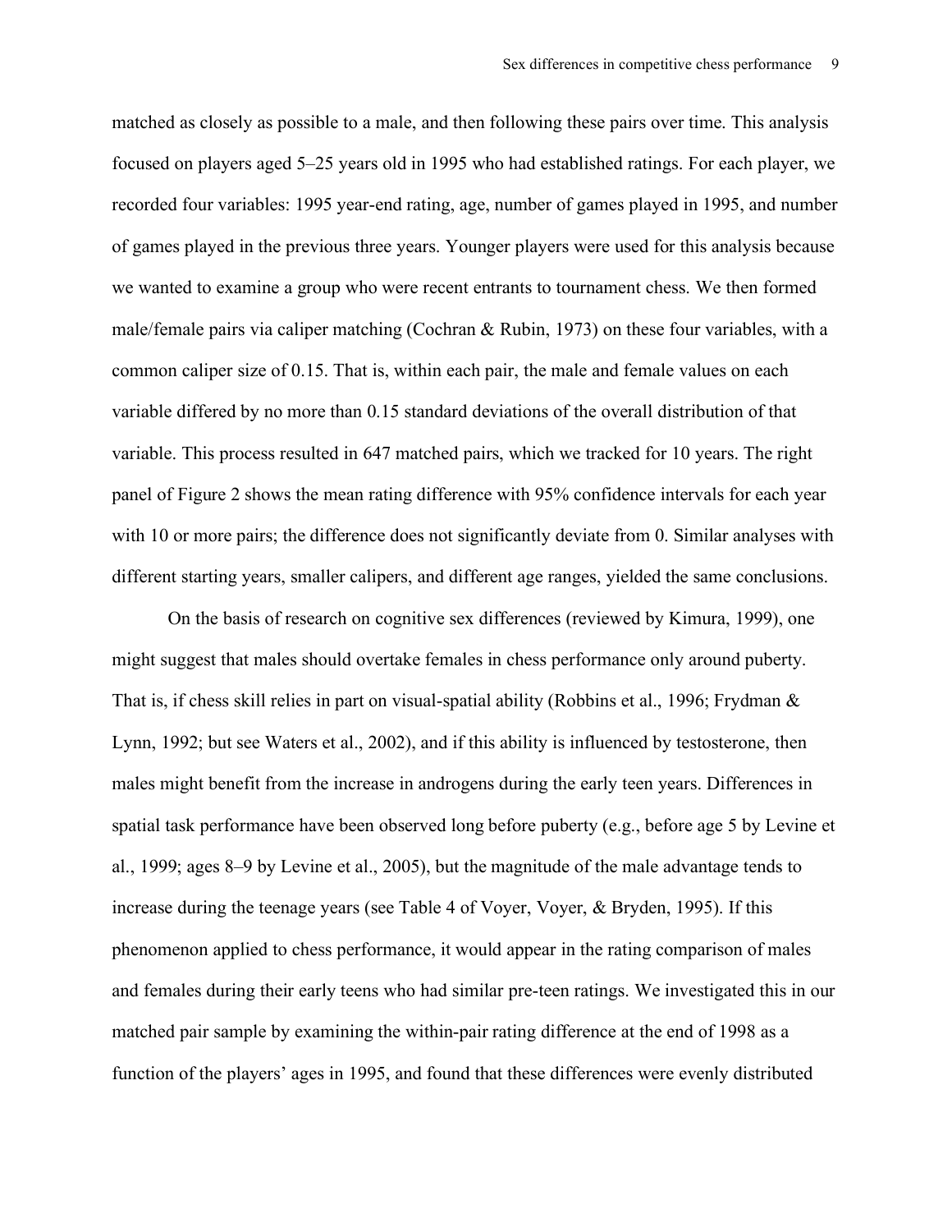matched as closely as possible to a male, and then following these pairs over time. This analysis focused on players aged 5–25 years old in 1995 who had established ratings. For each player, we recorded four variables: 1995 year-end rating, age, number of games played in 1995, and number of games played in the previous three years. Younger players were used for this analysis because we wanted to examine a group who were recent entrants to tournament chess. We then formed male/female pairs via caliper matching (Cochran & Rubin, 1973) on these four variables, with a common caliper size of 0.15. That is, within each pair, the male and female values on each variable differed by no more than 0.15 standard deviations of the overall distribution of that variable. This process resulted in 647 matched pairs, which we tracked for 10 years. The right panel of Figure 2 shows the mean rating difference with 95% confidence intervals for each year with 10 or more pairs; the difference does not significantly deviate from 0. Similar analyses with different starting years, smaller calipers, and different age ranges, yielded the same conclusions.

On the basis of research on cognitive sex differences (reviewed by Kimura, 1999), one might suggest that males should overtake females in chess performance only around puberty. That is, if chess skill relies in part on visual-spatial ability (Robbins et al., 1996; Frydman & Lynn, 1992; but see Waters et al., 2002), and if this ability is influenced by testosterone, then males might benefit from the increase in androgens during the early teen years. Differences in spatial task performance have been observed long before puberty (e.g., before age 5 by Levine et al., 1999; ages 8–9 by Levine et al., 2005), but the magnitude of the male advantage tends to increase during the teenage years (see Table 4 of Voyer, Voyer, & Bryden, 1995). If this phenomenon applied to chess performance, it would appear in the rating comparison of males and females during their early teens who had similar pre-teen ratings. We investigated this in our matched pair sample by examining the within-pair rating difference at the end of 1998 as a function of the players' ages in 1995, and found that these differences were evenly distributed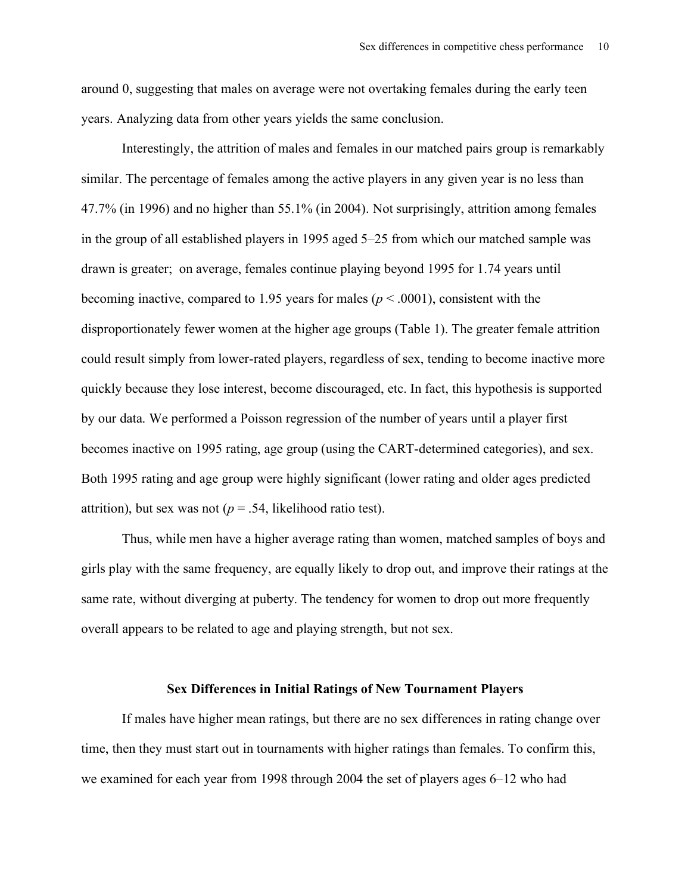around 0, suggesting that males on average were not overtaking females during the early teen years. Analyzing data from other years yields the same conclusion.

Interestingly, the attrition of males and females in our matched pairs group is remarkably similar. The percentage of females among the active players in any given year is no less than 47.7% (in 1996) and no higher than 55.1% (in 2004). Not surprisingly, attrition among females in the group of all established players in 1995 aged 5–25 from which our matched sample was drawn is greater; on average, females continue playing beyond 1995 for 1.74 years until becoming inactive, compared to 1.95 years for males ($p < .0001$), consistent with the disproportionately fewer women at the higher age groups (Table 1). The greater female attrition could result simply from lower-rated players, regardless of sex, tending to become inactive more quickly because they lose interest, become discouraged, etc. In fact, this hypothesis is supported by our data. We performed a Poisson regression of the number of years until a player first becomes inactive on 1995 rating, age group (using the CART-determined categories), and sex. Both 1995 rating and age group were highly significant (lower rating and older ages predicted attrition), but sex was not ($p = .54$, likelihood ratio test).

Thus, while men have a higher average rating than women, matched samples of boys and girls play with the same frequency, are equally likely to drop out, and improve their ratings at the same rate, without diverging at puberty. The tendency for women to drop out more frequently overall appears to be related to age and playing strength, but not sex.

## Sex Differences in Initial Ratings of New Tournament Players

If males have higher mean ratings, but there are no sex differences in rating change over time, then they must start out in tournaments with higher ratings than females. To confirm this, we examined for each year from 1998 through 2004 the set of players ages 6–12 who had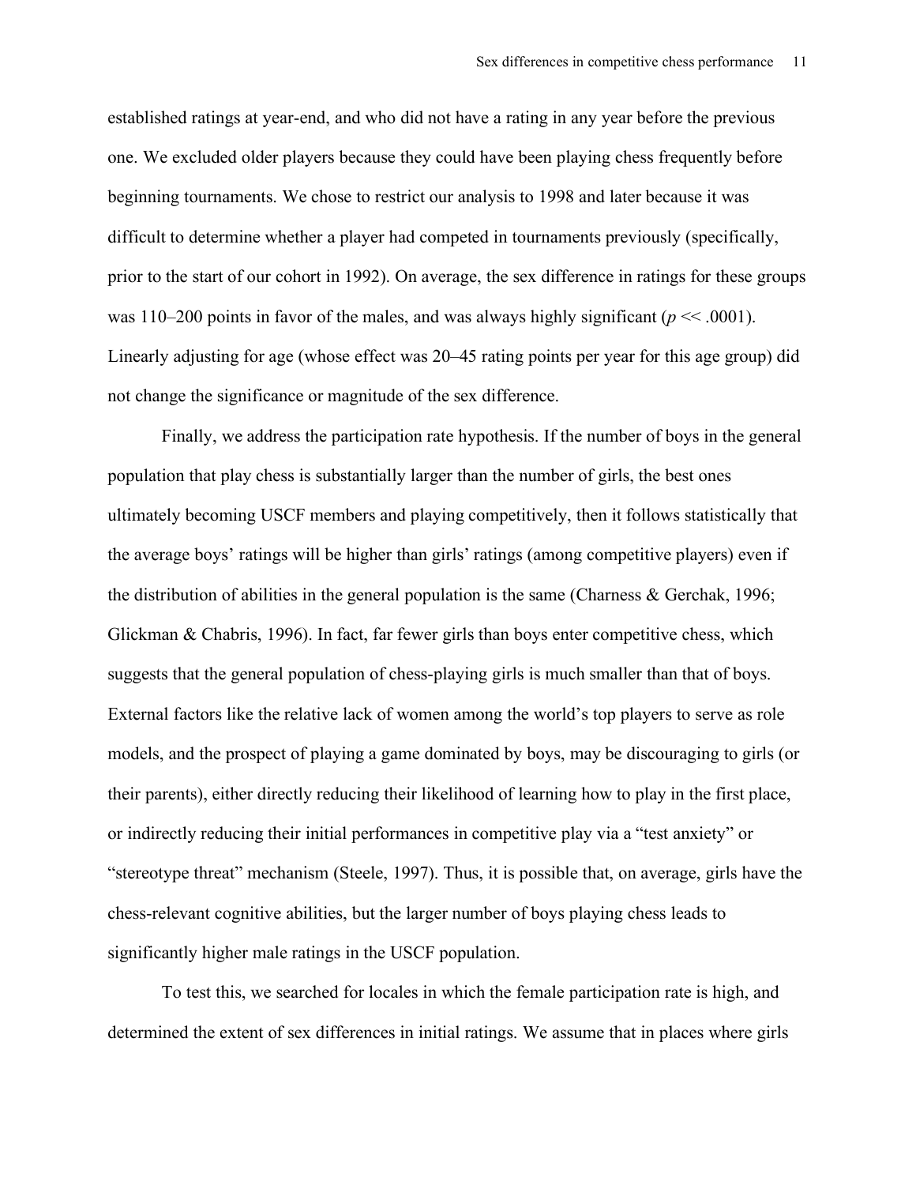established ratings at year-end, and who did not have a rating in any year before the previous one. We excluded older players because they could have been playing chess frequently before beginning tournaments. We chose to restrict our analysis to 1998 and later because it was difficult to determine whether a player had competed in tournaments previously (specifically, prior to the start of our cohort in 1992). On average, the sex difference in ratings for these groups was 110–200 points in favor of the males, and was always highly significant ($p << .0001$). Linearly adjusting for age (whose effect was 20–45 rating points per year for this age group) did not change the significance or magnitude of the sex difference.

Finally, we address the participation rate hypothesis. If the number of boys in the general population that play chess is substantially larger than the number of girls, the best ones ultimately becoming USCF members and playing competitively, then it follows statistically that the average boys' ratings will be higher than girls' ratings (among competitive players) even if the distribution of abilities in the general population is the same (Charness & Gerchak, 1996; Glickman & Chabris, 1996). In fact, far fewer girls than boys enter competitive chess, which suggests that the general population of chess-playing girls is much smaller than that of boys. External factors like the relative lack of women among the world's top players to serve as role models, and the prospect of playing a game dominated by boys, may be discouraging to girls (or their parents), either directly reducing their likelihood of learning how to play in the first place, or indirectly reducing their initial performances in competitive play via a "test anxiety" or "stereotype threat" mechanism (Steele, 1997). Thus, it is possible that, on average, girls have the chess-relevant cognitive abilities, but the larger number of boys playing chess leads to significantly higher male ratings in the USCF population.

To test this, we searched for locales in which the female participation rate is high, and determined the extent of sex differences in initial ratings. We assume that in places where girls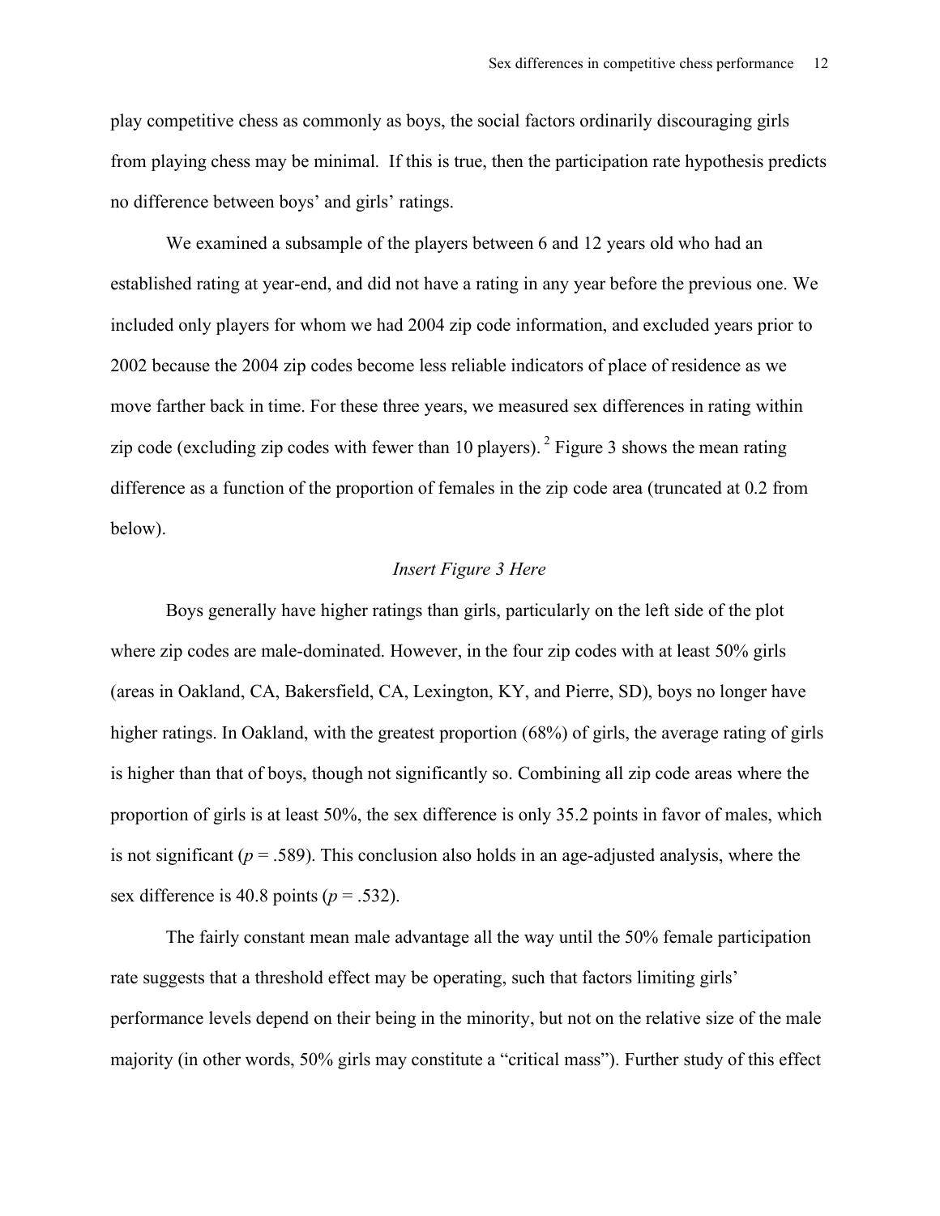play competitive chess as commonly as boys, the social factors ordinarily discouraging girls from playing chess may be minimal. If this is true, then the participation rate hypothesis predicts no difference between boys' and girls' ratings.

We examined a subsample of the players between 6 and 12 years old who had an established rating at year-end, and did not have a rating in any year before the previous one. We included only players for whom we had 2004 zip code information, and excluded years prior to 2002 because the 2004 zip codes become less reliable indicators of place of residence as we move farther back in time. For these three years, we measured sex differences in rating within zip code (excluding zip codes with fewer than 10 players). [2] Figure 3 shows the mean rating difference as a function of the proportion of females in the zip code area (truncated at 0.2 from below).

*Insert Figure 3 Here*

Boys generally have higher ratings than girls, particularly on the left side of the plot where zip codes are male-dominated. However, in the four zip codes with at least 50% girls (areas in Oakland, CA, Bakersfield, CA, Lexington, KY, and Pierre, SD), boys no longer have higher ratings. In Oakland, with the greatest proportion (68%) of girls, the average rating of girls is higher than that of boys, though not significantly so. Combining all zip code areas where the proportion of girls is at least 50%, the sex difference is only 35.2 points in favor of males, which is not significant ($p = .589$). This conclusion also holds in an age-adjusted analysis, where the sex difference is 40.8 points ($p = .532$).

The fairly constant mean male advantage all the way until the 50% female participation rate suggests that a threshold effect may be operating, such that factors limiting girls' performance levels depend on their being in the minority, but not on the relative size of the male majority (in other words, 50% girls may constitute a "critical mass"). Further study of this effect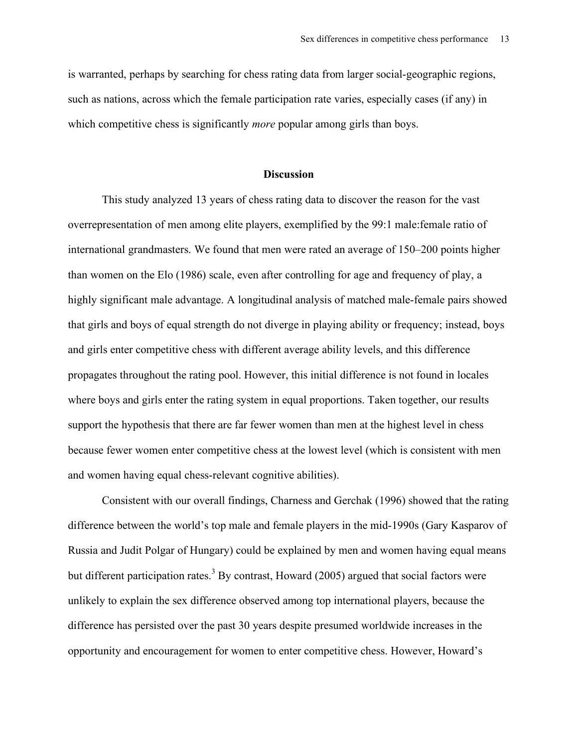is warranted, perhaps by searching for chess rating data from larger social-geographic regions, such as nations, across which the female participation rate varies, especially cases (if any) in which competitive chess is significantly *more* popular among girls than boys.

## Discussion

This study analyzed 13 years of chess rating data to discover the reason for the vast overrepresentation of men among elite players, exemplified by the 99:1 male:female ratio of international grandmasters. We found that men were rated an average of 150–200 points higher than women on the Elo (1986) scale, even after controlling for age and frequency of play, a highly significant male advantage. A longitudinal analysis of matched male-female pairs showed that girls and boys of equal strength do not diverge in playing ability or frequency; instead, boys and girls enter competitive chess with different average ability levels, and this difference propagates throughout the rating pool. However, this initial difference is not found in locales where boys and girls enter the rating system in equal proportions. Taken together, our results support the hypothesis that there are far fewer women than men at the highest level in chess because fewer women enter competitive chess at the lowest level (which is consistent with men and women having equal chess-relevant cognitive abilities).

Consistent with our overall findings, Charness and Gerchak (1996) showed that the rating difference between the world's top male and female players in the mid-1990s (Gary Kasparov of Russia and Judit Polgar of Hungary) could be explained by men and women having equal means but different participation rates.[3] By contrast, Howard (2005) argued that social factors were unlikely to explain the sex difference observed among top international players, because the difference has persisted over the past 30 years despite presumed worldwide increases in the opportunity and encouragement for women to enter competitive chess. However, Howard's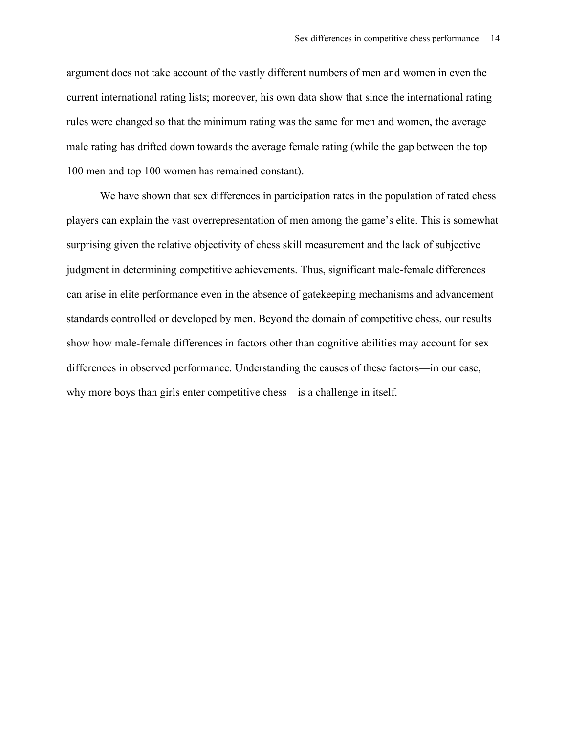argument does not take account of the vastly different numbers of men and women in even the current international rating lists; moreover, his own data show that since the international rating rules were changed so that the minimum rating was the same for men and women, the average male rating has drifted down towards the average female rating (while the gap between the top 100 men and top 100 women has remained constant).

We have shown that sex differences in participation rates in the population of rated chess players can explain the vast overrepresentation of men among the game's elite. This is somewhat surprising given the relative objectivity of chess skill measurement and the lack of subjective judgment in determining competitive achievements. Thus, significant male-female differences can arise in elite performance even in the absence of gatekeeping mechanisms and advancement standards controlled or developed by men. Beyond the domain of competitive chess, our results show how male-female differences in factors other than cognitive abilities may account for sex differences in observed performance. Understanding the causes of these factors—in our case, why more boys than girls enter competitive chess—is a challenge in itself.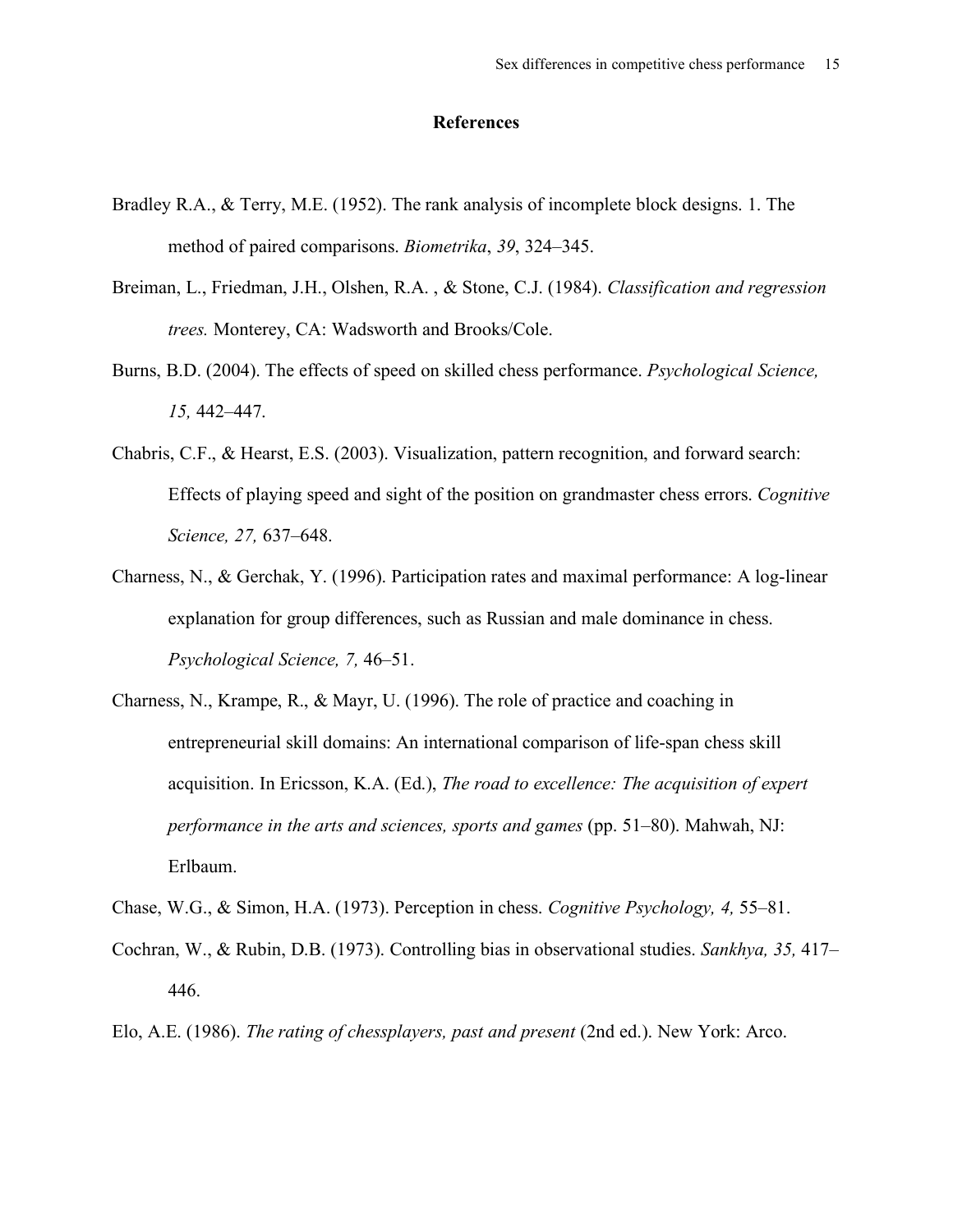## References

Bradley R.A., & Terry, M.E. (1952). The rank analysis of incomplete block designs. 1. The method of paired comparisons. *Biometrika*, *39*, 324–345.

Breiman, L., Friedman, J.H., Olshen, R.A. , & Stone, C.J. (1984). *Classification and regression trees.* Monterey, CA: Wadsworth and Brooks/Cole.

Burns, B.D. (2004). The effects of speed on skilled chess performance. *Psychological Science, 15,* 442–447.

Chabris, C.F., & Hearst, E.S. (2003). Visualization, pattern recognition, and forward search: Effects of playing speed and sight of the position on grandmaster chess errors. *Cognitive Science, 27,* 637–648.

Charness, N., & Gerchak, Y. (1996). Participation rates and maximal performance: A log-linear explanation for group differences, such as Russian and male dominance in chess. *Psychological Science, 7,* 46–51.

Charness, N., Krampe, R., & Mayr, U. (1996). The role of practice and coaching in entrepreneurial skill domains: An international comparison of life-span chess skill acquisition. In Ericsson, K.A. (Ed.), *The road to excellence: The acquisition of expert performance in the arts and sciences, sports and games* (pp. 51–80). Mahwah, NJ: Erlbaum.

Chase, W.G., & Simon, H.A. (1973). Perception in chess. *Cognitive Psychology, 4,* 55–81.

Cochran, W., & Rubin, D.B. (1973). Controlling bias in observational studies. *Sankhya, 35,* 417–446.

Elo, A.E. (1986). *The rating of chessplayers, past and present* (2nd ed.). New York: Arco.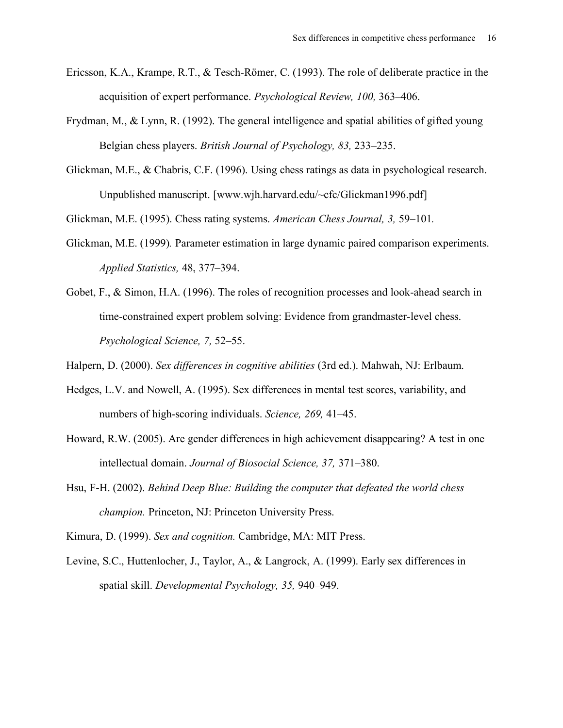Ericsson, K.A., Krampe, R.T., & Tesch-Römer, C. (1993). The role of deliberate practice in the acquisition of expert performance. *Psychological Review, 100,* 363–406.

Frydman, M., & Lynn, R. (1992). The general intelligence and spatial abilities of gifted young Belgian chess players. *British Journal of Psychology, 83,* 233–235.

Glickman, M.E., & Chabris, C.F. (1996). Using chess ratings as data in psychological research. Unpublished manuscript. [www.wjh.harvard.edu/~cfc/Glickman1996.pdf]

Glickman, M.E. (1995). Chess rating systems. *American Chess Journal, 3,* 59–101*.*

Glickman, M.E. (1999)*.* Parameter estimation in large dynamic paired comparison experiments. *Applied Statistics,* 48, 377–394.

Gobet, F., & Simon, H.A. (1996). The roles of recognition processes and look-ahead search in time-constrained expert problem solving: Evidence from grandmaster-level chess. *Psychological Science, 7,* 52–55.

Halpern, D. (2000). *Sex differences in cognitive abilities* (3rd ed.). Mahwah, NJ: Erlbaum.

Hedges, L.V. and Nowell, A. (1995). Sex differences in mental test scores, variability, and numbers of high-scoring individuals. *Science, 269,* 41–45.

Howard, R.W. (2005). Are gender differences in high achievement disappearing? A test in one intellectual domain. *Journal of Biosocial Science, 37,* 371–380.

Hsu, F-H. (2002). *Behind Deep Blue: Building the computer that defeated the world chess champion.* Princeton, NJ: Princeton University Press.

Kimura, D. (1999). *Sex and cognition.* Cambridge, MA: MIT Press.

Levine, S.C., Huttenlocher, J., Taylor, A., & Langrock, A. (1999). Early sex differences in spatial skill. *Developmental Psychology, 35,* 940–949.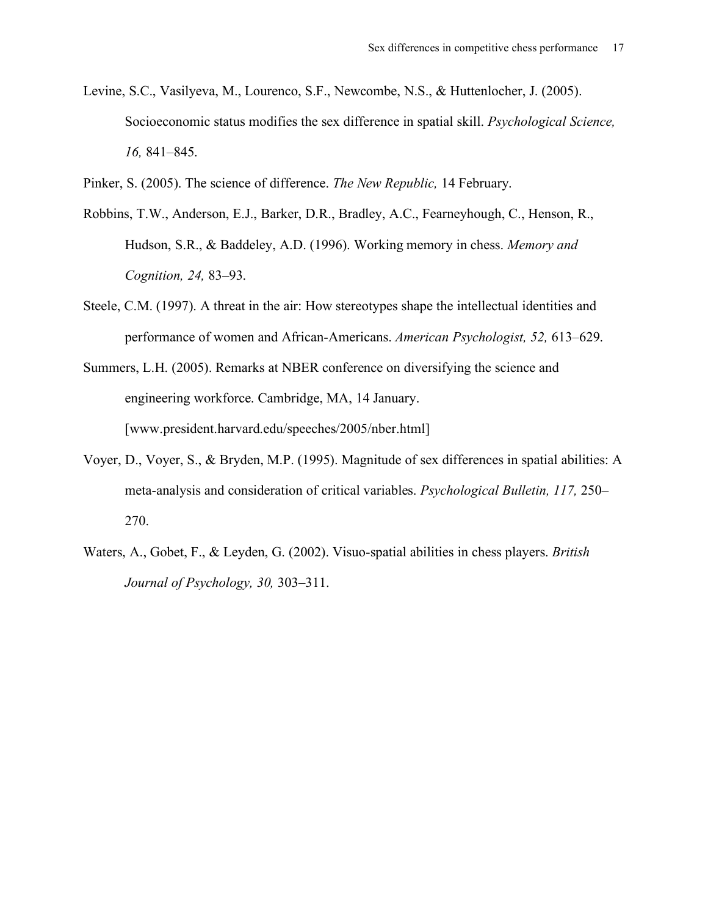Levine, S.C., Vasilyeva, M., Lourenco, S.F., Newcombe, N.S., & Huttenlocher, J. (2005). Socioeconomic status modifies the sex difference in spatial skill. *Psychological Science, 16,* 841–845.

Pinker, S. (2005). The science of difference. *The New Republic,* 14 February.

Robbins, T.W., Anderson, E.J., Barker, D.R., Bradley, A.C., Fearneyhough, C., Henson, R., Hudson, S.R., & Baddeley, A.D. (1996). Working memory in chess. *Memory and Cognition, 24,* 83–93.

Steele, C.M. (1997). A threat in the air: How stereotypes shape the intellectual identities and performance of women and African-Americans. *American Psychologist, 52,* 613–629.

Summers, L.H. (2005). Remarks at NBER conference on diversifying the science and engineering workforce. Cambridge, MA, 14 January. [www.president.harvard.edu/speeches/2005/nber.html]

Voyer, D., Voyer, S., & Bryden, M.P. (1995). Magnitude of sex differences in spatial abilities: A meta-analysis and consideration of critical variables. *Psychological Bulletin, 117,* 250–270.

Waters, A., Gobet, F., & Leyden, G. (2002). Visuo-spatial abilities in chess players. *British Journal of Psychology, 30,* 303–311.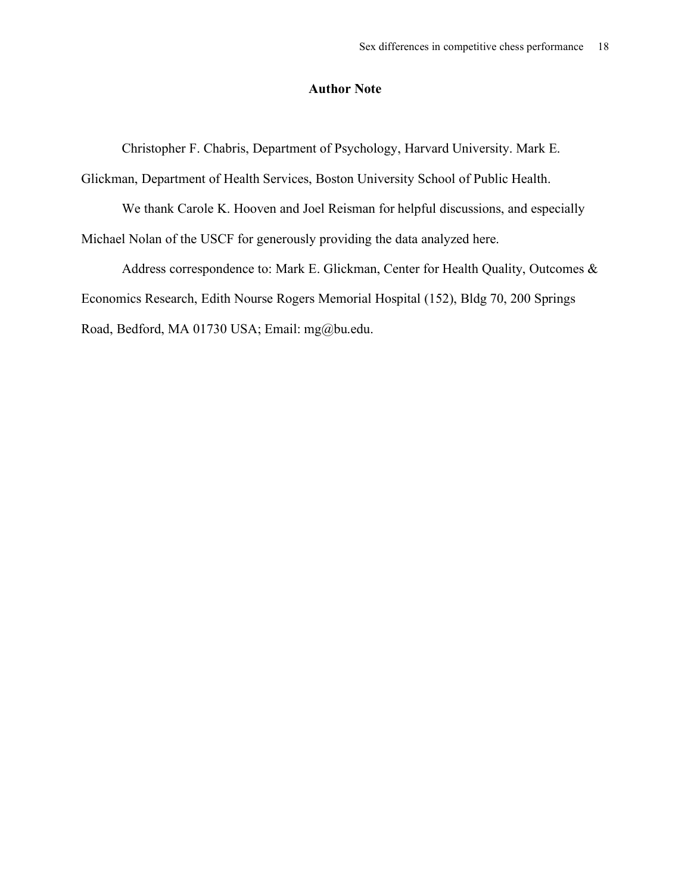# Author Note

Christopher F. Chabris, Department of Psychology, Harvard University. Mark E. Glickman, Department of Health Services, Boston University School of Public Health.

We thank Carole K. Hooven and Joel Reisman for helpful discussions, and especially Michael Nolan of the USCF for generously providing the data analyzed here.

Address correspondence to: Mark E. Glickman, Center for Health Quality, Outcomes & Economics Research, Edith Nourse Rogers Memorial Hospital (152), Bldg 70, 200 Springs Road, Bedford, MA 01730 USA; Email: mg@bu.edu.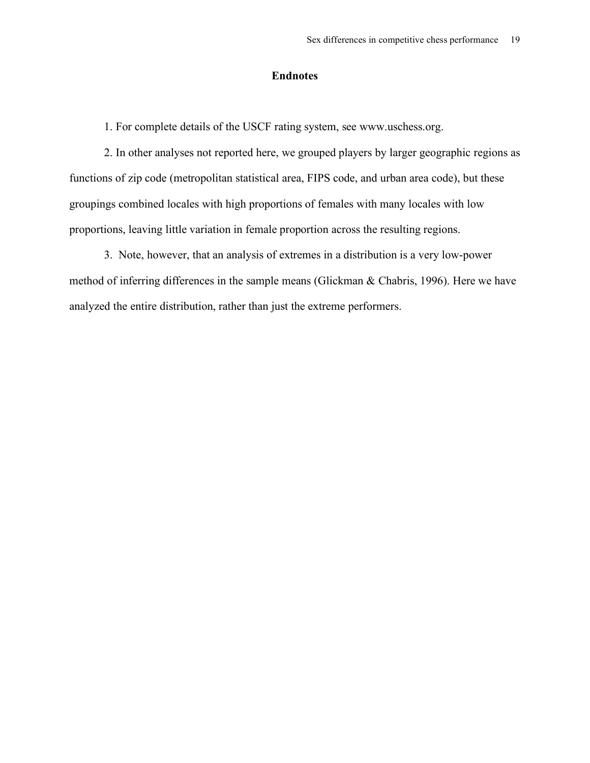## Endnotes

1. For complete details of the USCF rating system, see www.uschess.org.

2. In other analyses not reported here, we grouped players by larger geographic regions as functions of zip code (metropolitan statistical area, FIPS code, and urban area code), but these groupings combined locales with high proportions of females with many locales with low proportions, leaving little variation in female proportion across the resulting regions.

3. Note, however, that an analysis of extremes in a distribution is a very low-power method of inferring differences in the sample means (Glickman & Chabris, 1996). Here we have analyzed the entire distribution, rather than just the extreme performers.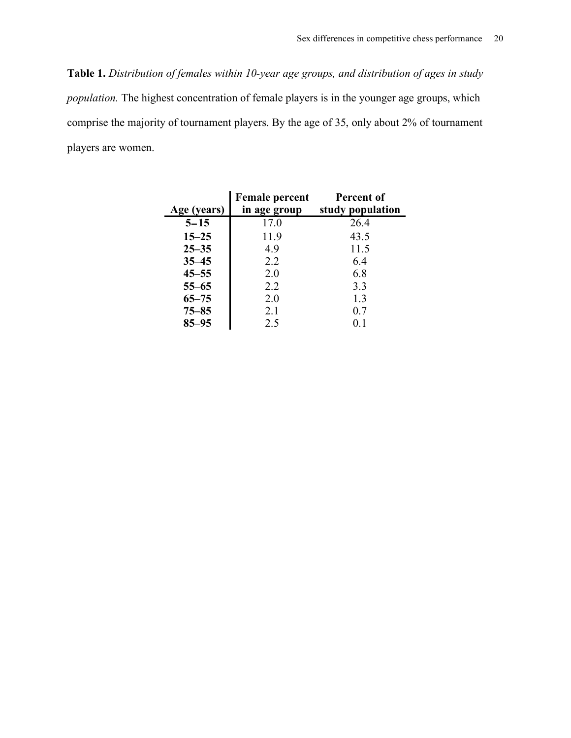**Table 1.** *Distribution of females within 10-year age groups, and distribution of ages in study population.* The highest concentration of female players is in the younger age groups, which comprise the majority of tournament players. By the age of 35, only about 2% of tournament players are women.

| Age (years) | Female percent in age group | Percent of study population |
|---|---|---|
| **5–15** | 17.0 | 26.4 |
| **15–25** | 11.9 | 43.5 |
| **25–35** | 4.9 | 11.5 |
| **35–45** | 2.2 | 6.4 |
| **45–55** | 2.0 | 6.8 |
| **55–65** | 2.2 | 3.3 |
| **65–75** | 2.0 | 1.3 |
| **75–85** | 2.1 | 0.7 |
| **85–95** | 2.5 | 0.1 |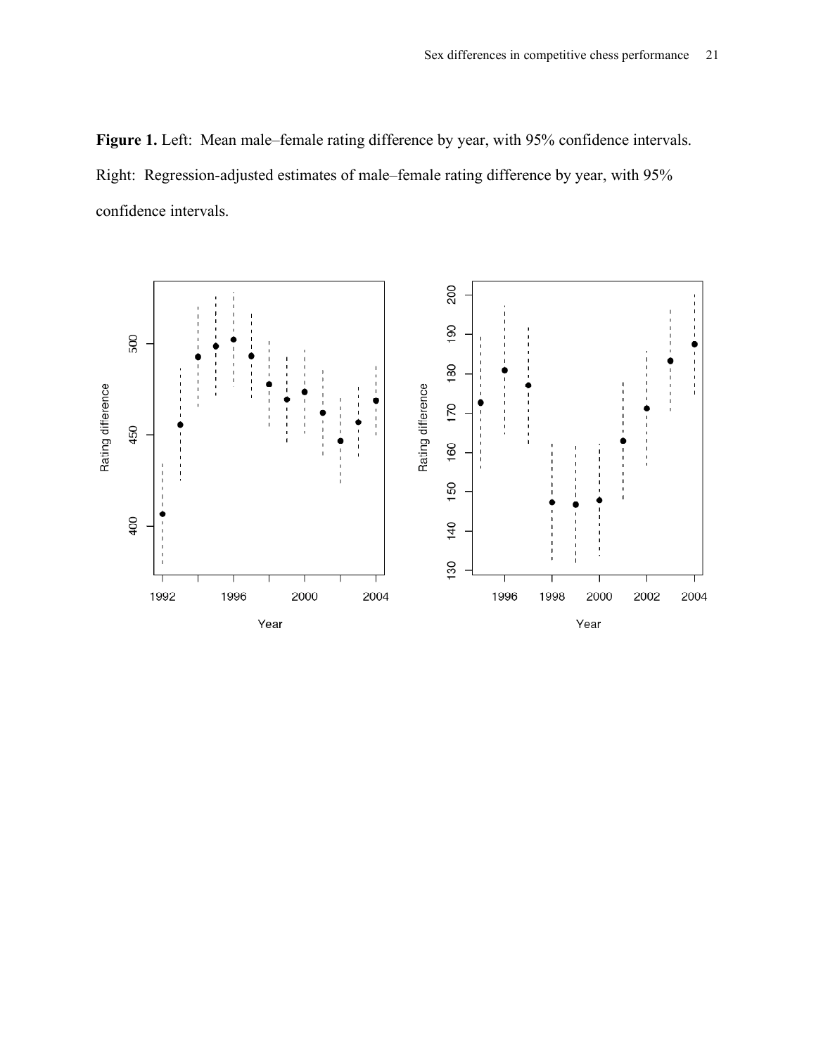**Figure 1.** Left: Mean male–female rating difference by year, with 95% confidence intervals. Right: Regression-adjusted estimates of male–female rating difference by year, with 95% confidence intervals.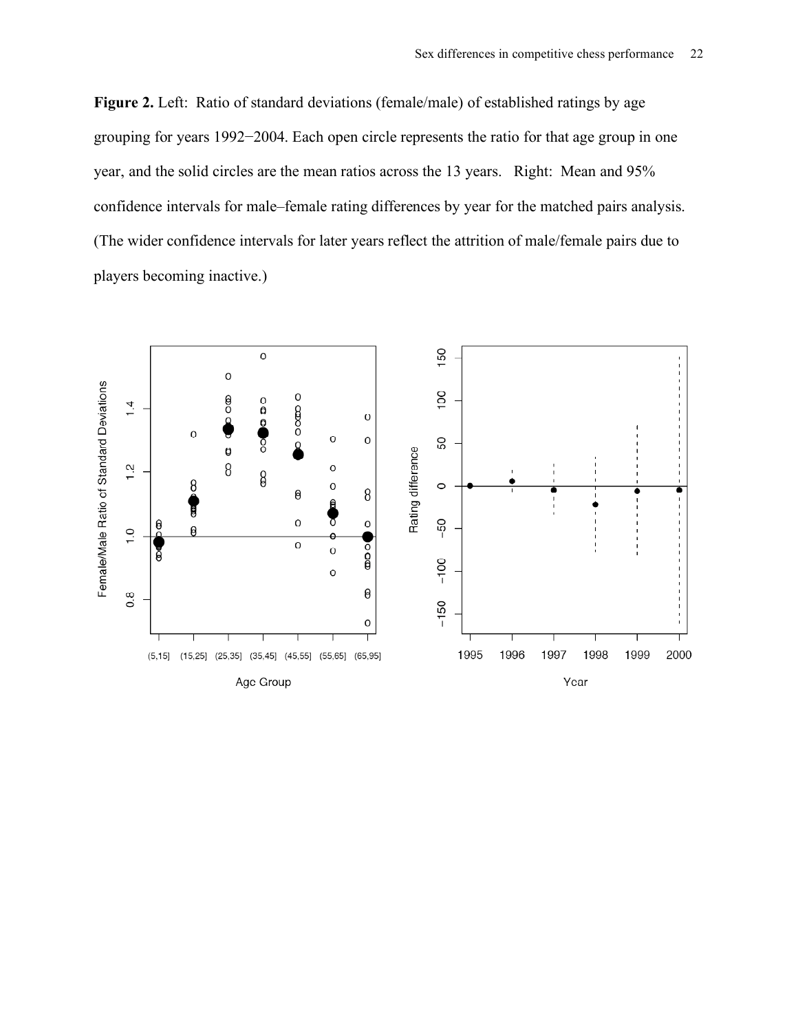**Figure 2.** Left: Ratio of standard deviations (female/male) of established ratings by age grouping for years 1992−2004. Each open circle represents the ratio for that age group in one year, and the solid circles are the mean ratios across the 13 years. Right: Mean and 95% confidence intervals for male–female rating differences by year for the matched pairs analysis. (The wider confidence intervals for later years reflect the attrition of male/female pairs due to players becoming inactive.)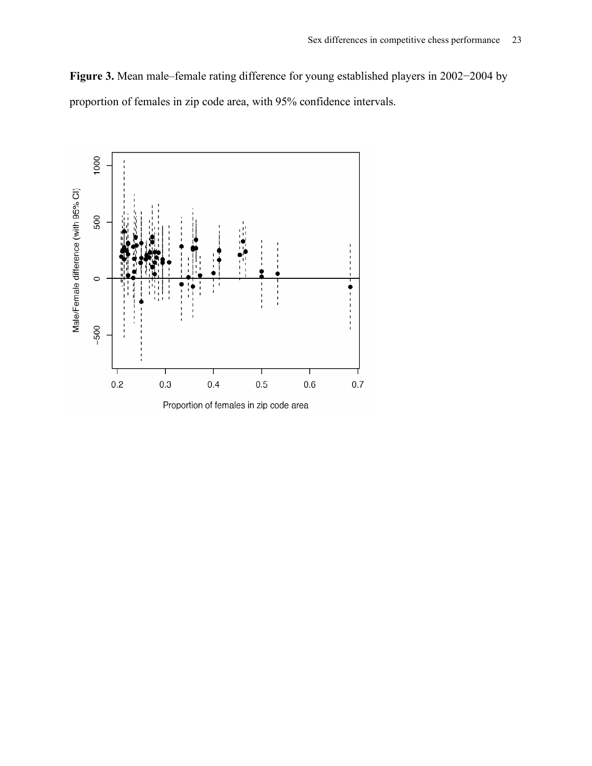**Figure 3.** Mean male–female rating difference for young established players in 2002−2004 by proportion of females in zip code area, with 95% confidence intervals.

Male/Female difference (with 95% CI)

1000

500

0

−500

0.2

0.3

0.4

0.5

0.6

0.7

Proportion of females in zip code area